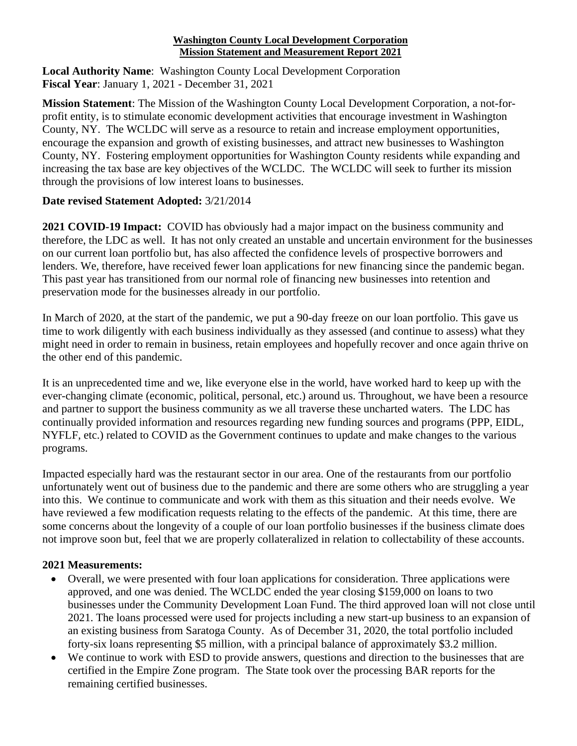**Washington County Local Development Corporation**
**Mission Statement and Measurement Report 2021**

**Local Authority Name**: Washington County Local Development Corporation
**Fiscal Year**: January 1, 2021 - December 31, 2021

**Mission Statement**: The Mission of the Washington County Local Development Corporation, a not-for-profit entity, is to stimulate economic development activities that encourage investment in Washington County, NY. The WCLDC will serve as a resource to retain and increase employment opportunities, encourage the expansion and growth of existing businesses, and attract new businesses to Washington County, NY. Fostering employment opportunities for Washington County residents while expanding and increasing the tax base are key objectives of the WCLDC. The WCLDC will seek to further its mission through the provisions of low interest loans to businesses.

**Date revised Statement Adopted:** 3/21/2014

**2021 COVID-19 Impact:** COVID has obviously had a major impact on the business community and therefore, the LDC as well. It has not only created an unstable and uncertain environment for the businesses on our current loan portfolio but, has also affected the confidence levels of prospective borrowers and lenders. We, therefore, have received fewer loan applications for new financing since the pandemic began. This past year has transitioned from our normal role of financing new businesses into retention and preservation mode for the businesses already in our portfolio.

In March of 2020, at the start of the pandemic, we put a 90-day freeze on our loan portfolio. This gave us time to work diligently with each business individually as they assessed (and continue to assess) what they might need in order to remain in business, retain employees and hopefully recover and once again thrive on the other end of this pandemic.

It is an unprecedented time and we, like everyone else in the world, have worked hard to keep up with the ever-changing climate (economic, political, personal, etc.) around us. Throughout, we have been a resource and partner to support the business community as we all traverse these uncharted waters. The LDC has continually provided information and resources regarding new funding sources and programs (PPP, EIDL, NYFLF, etc.) related to COVID as the Government continues to update and make changes to the various programs.

Impacted especially hard was the restaurant sector in our area. One of the restaurants from our portfolio unfortunately went out of business due to the pandemic and there are some others who are struggling a year into this. We continue to communicate and work with them as this situation and their needs evolve. We have reviewed a few modification requests relating to the effects of the pandemic. At this time, there are some concerns about the longevity of a couple of our loan portfolio businesses if the business climate does not improve soon but, feel that we are properly collateralized in relation to collectability of these accounts.

**2021 Measurements:**

- Overall, we were presented with four loan applications for consideration. Three applications were approved, and one was denied. The WCLDC ended the year closing $159,000 on loans to two businesses under the Community Development Loan Fund. The third approved loan will not close until 2021. The loans processed were used for projects including a new start-up business to an expansion of an existing business from Saratoga County. As of December 31, 2020, the total portfolio included forty-six loans representing $5 million, with a principal balance of approximately $3.2 million.
- We continue to work with ESD to provide answers, questions and direction to the businesses that are certified in the Empire Zone program. The State took over the processing BAR reports for the remaining certified businesses.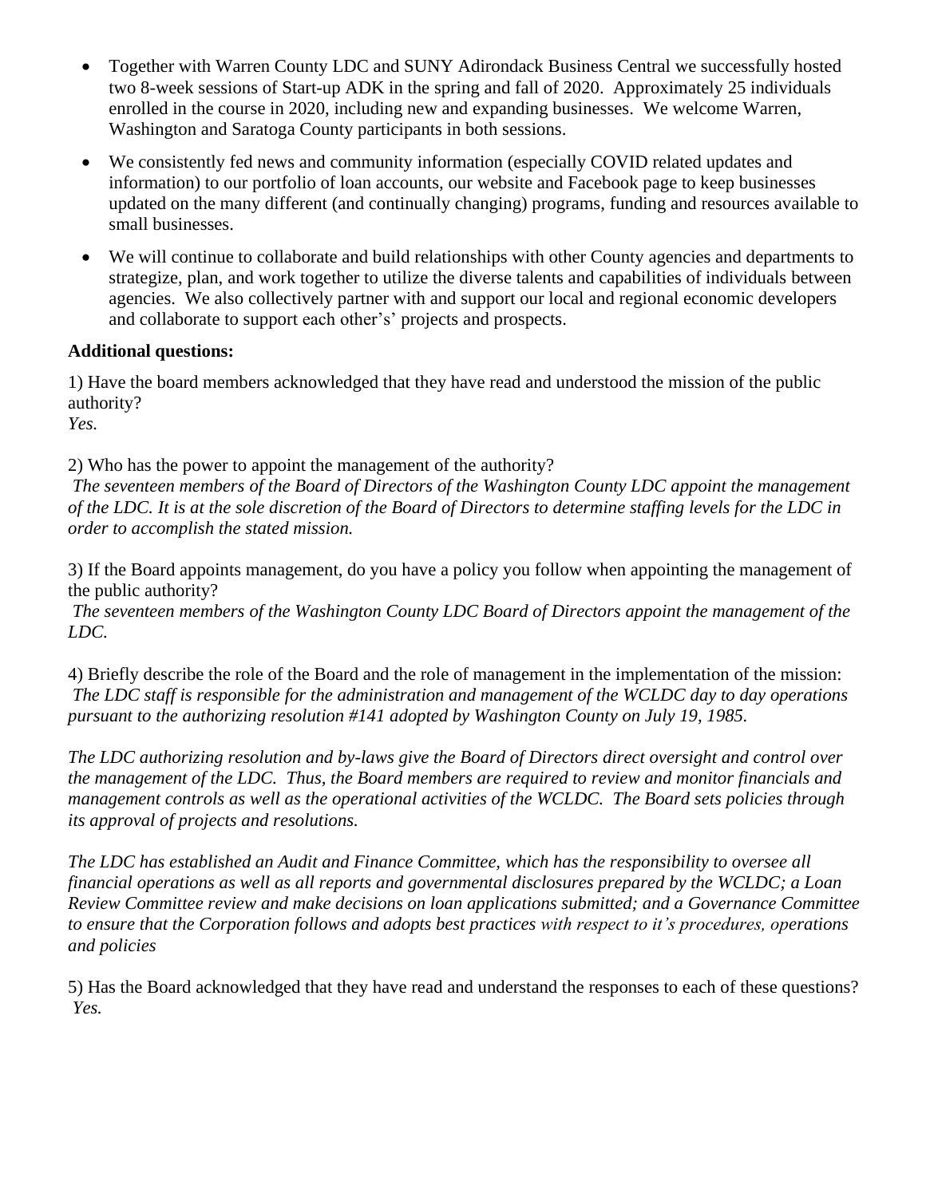- Together with Warren County LDC and SUNY Adirondack Business Central we successfully hosted two 8-week sessions of Start-up ADK in the spring and fall of 2020. Approximately 25 individuals enrolled in the course in 2020, including new and expanding businesses. We welcome Warren, Washington and Saratoga County participants in both sessions.
- We consistently fed news and community information (especially COVID related updates and information) to our portfolio of loan accounts, our website and Facebook page to keep businesses updated on the many different (and continually changing) programs, funding and resources available to small businesses.
- We will continue to collaborate and build relationships with other County agencies and departments to strategize, plan, and work together to utilize the diverse talents and capabilities of individuals between agencies. We also collectively partner with and support our local and regional economic developers and collaborate to support each other's' projects and prospects.

**Additional questions:**

1) Have the board members acknowledged that they have read and understood the mission of the public authority?
*Yes.*

2) Who has the power to appoint the management of the authority?
*The seventeen members of the Board of Directors of the Washington County LDC appoint the management of the LDC. It is at the sole discretion of the Board of Directors to determine staffing levels for the LDC in order to accomplish the stated mission.*

3) If the Board appoints management, do you have a policy you follow when appointing the management of the public authority?
*The seventeen members of the Washington County LDC Board of Directors appoint the management of the LDC.*

4) Briefly describe the role of the Board and the role of management in the implementation of the mission:
*The LDC staff is responsible for the administration and management of the WCLDC day to day operations pursuant to the authorizing resolution #141 adopted by Washington County on July 19, 1985.*

*The LDC authorizing resolution and by-laws give the Board of Directors direct oversight and control over the management of the LDC. Thus, the Board members are required to review and monitor financials and management controls as well as the operational activities of the WCLDC. The Board sets policies through its approval of projects and resolutions.*

*The LDC has established an Audit and Finance Committee, which has the responsibility to oversee all financial operations as well as all reports and governmental disclosures prepared by the WCLDC; a Loan Review Committee review and make decisions on loan applications submitted; and a Governance Committee to ensure that the Corporation follows and adopts best practices with respect to it's procedures, operations and policies*

5) Has the Board acknowledged that they have read and understand the responses to each of these questions?
*Yes.*